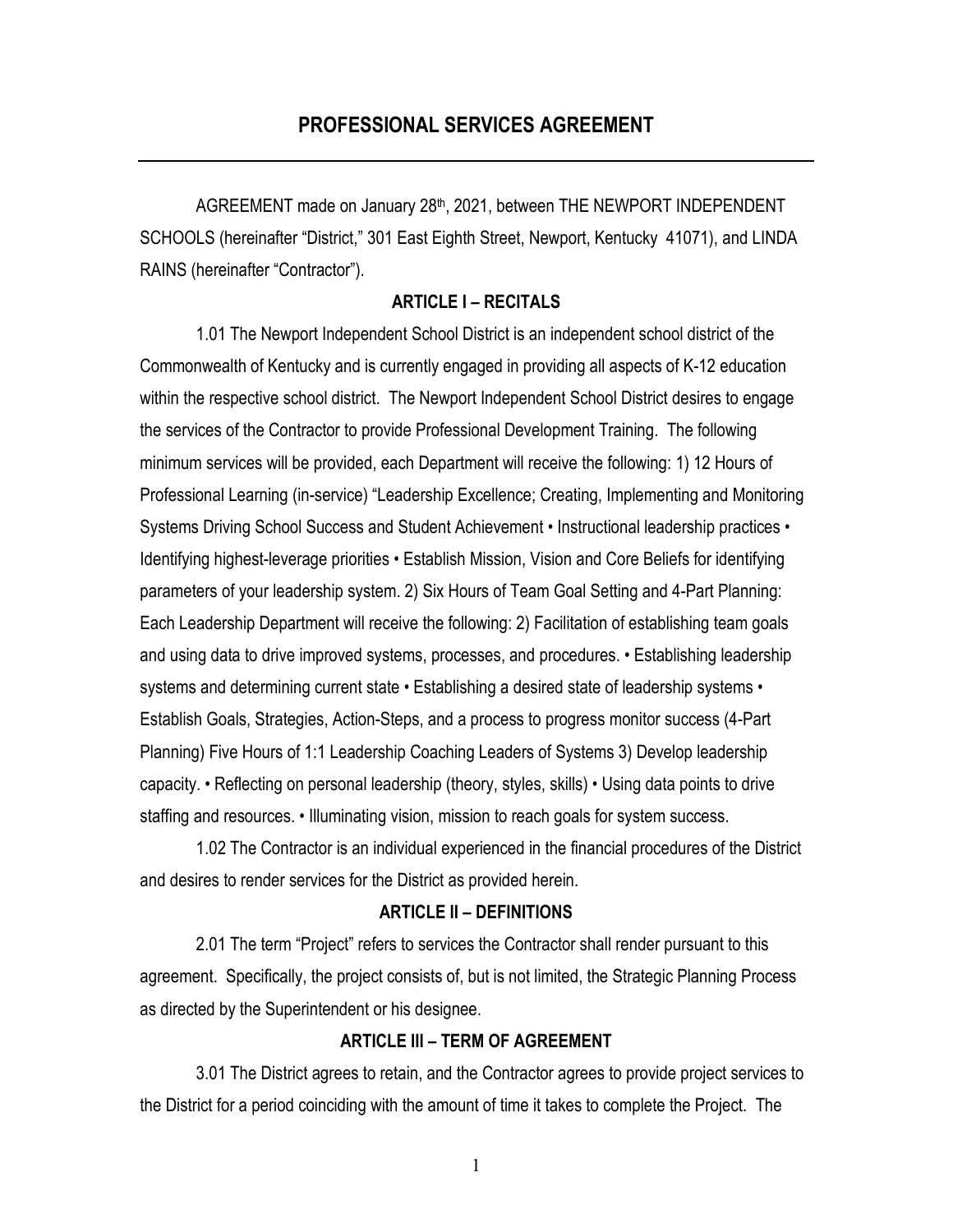# PROFESSIONAL SERVICES AGREEMENT

AGREEMENT made on January 28th, 2021, between THE NEWPORT INDEPENDENT SCHOOLS (hereinafter "District," 301 East Eighth Street, Newport, Kentucky 41071), and LINDA RAINS (hereinafter "Contractor").

## ARTICLE I – RECITALS

1.01 The Newport Independent School District is an independent school district of the Commonwealth of Kentucky and is currently engaged in providing all aspects of K-12 education within the respective school district. The Newport Independent School District desires to engage the services of the Contractor to provide Professional Development Training. The following minimum services will be provided, each Department will receive the following: 1) 12 Hours of Professional Learning (in-service) "Leadership Excellence; Creating, Implementing and Monitoring Systems Driving School Success and Student Achievement • Instructional leadership practices • Identifying highest-leverage priorities • Establish Mission, Vision and Core Beliefs for identifying parameters of your leadership system. 2) Six Hours of Team Goal Setting and 4-Part Planning: Each Leadership Department will receive the following: 2) Facilitation of establishing team goals and using data to drive improved systems, processes, and procedures. • Establishing leadership systems and determining current state • Establishing a desired state of leadership systems • Establish Goals, Strategies, Action-Steps, and a process to progress monitor success (4-Part Planning) Five Hours of 1:1 Leadership Coaching Leaders of Systems 3) Develop leadership capacity. • Reflecting on personal leadership (theory, styles, skills) • Using data points to drive staffing and resources. • Illuminating vision, mission to reach goals for system success.

1.02 The Contractor is an individual experienced in the financial procedures of the District and desires to render services for the District as provided herein.

## ARTICLE II – DEFINITIONS

2.01 The term "Project" refers to services the Contractor shall render pursuant to this agreement. Specifically, the project consists of, but is not limited, the Strategic Planning Process as directed by the Superintendent or his designee.

## ARTICLE III – TERM OF AGREEMENT

3.01 The District agrees to retain, and the Contractor agrees to provide project services to the District for a period coinciding with the amount of time it takes to complete the Project. The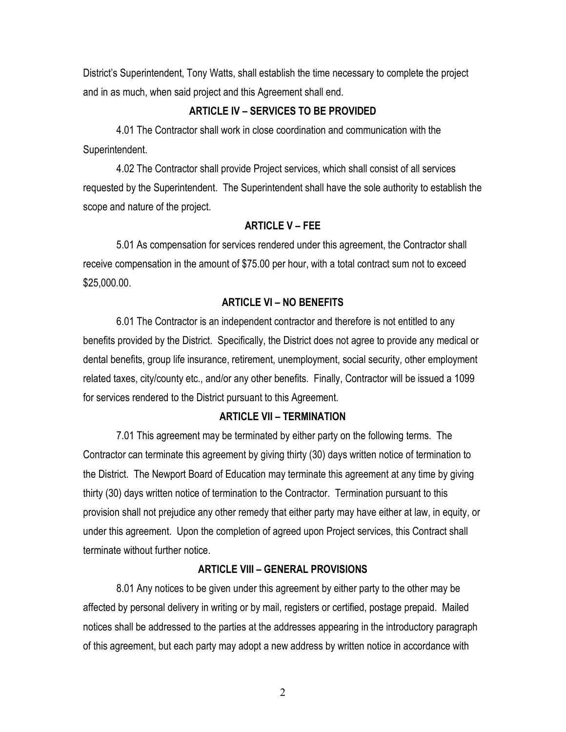District's Superintendent, Tony Watts, shall establish the time necessary to complete the project and in as much, when said project and this Agreement shall end.

## ARTICLE IV – SERVICES TO BE PROVIDED

4.01 The Contractor shall work in close coordination and communication with the Superintendent.

4.02 The Contractor shall provide Project services, which shall consist of all services requested by the Superintendent. The Superintendent shall have the sole authority to establish the scope and nature of the project.

## ARTICLE V – FEE

5.01 As compensation for services rendered under this agreement, the Contractor shall receive compensation in the amount of $75.00 per hour, with a total contract sum not to exceed $25,000.00.

## ARTICLE VI – NO BENEFITS

6.01 The Contractor is an independent contractor and therefore is not entitled to any benefits provided by the District. Specifically, the District does not agree to provide any medical or dental benefits, group life insurance, retirement, unemployment, social security, other employment related taxes, city/county etc., and/or any other benefits. Finally, Contractor will be issued a 1099 for services rendered to the District pursuant to this Agreement.

## ARTICLE VII – TERMINATION

7.01 This agreement may be terminated by either party on the following terms. The Contractor can terminate this agreement by giving thirty (30) days written notice of termination to the District. The Newport Board of Education may terminate this agreement at any time by giving thirty (30) days written notice of termination to the Contractor. Termination pursuant to this provision shall not prejudice any other remedy that either party may have either at law, in equity, or under this agreement. Upon the completion of agreed upon Project services, this Contract shall terminate without further notice.

## ARTICLE VIII – GENERAL PROVISIONS

8.01 Any notices to be given under this agreement by either party to the other may be affected by personal delivery in writing or by mail, registers or certified, postage prepaid. Mailed notices shall be addressed to the parties at the addresses appearing in the introductory paragraph of this agreement, but each party may adopt a new address by written notice in accordance with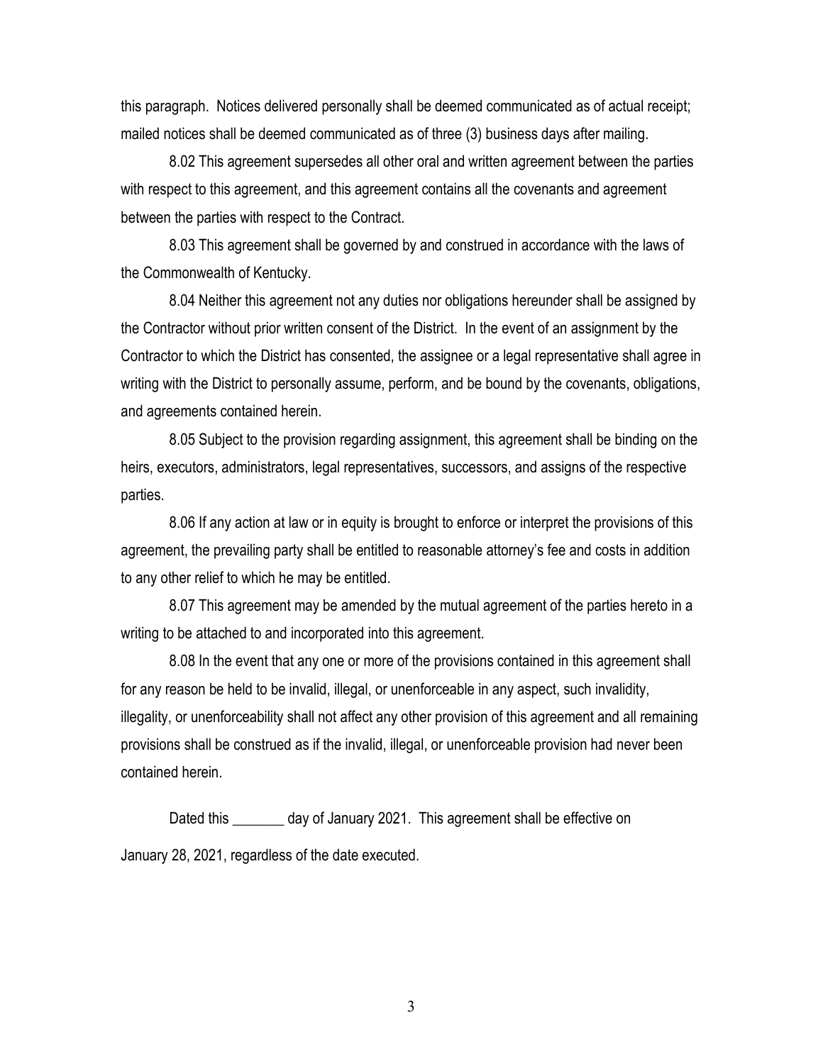this paragraph. Notices delivered personally shall be deemed communicated as of actual receipt; mailed notices shall be deemed communicated as of three (3) business days after mailing.

8.02 This agreement supersedes all other oral and written agreement between the parties with respect to this agreement, and this agreement contains all the covenants and agreement between the parties with respect to the Contract.

8.03 This agreement shall be governed by and construed in accordance with the laws of the Commonwealth of Kentucky.

8.04 Neither this agreement not any duties nor obligations hereunder shall be assigned by the Contractor without prior written consent of the District. In the event of an assignment by the Contractor to which the District has consented, the assignee or a legal representative shall agree in writing with the District to personally assume, perform, and be bound by the covenants, obligations, and agreements contained herein.

8.05 Subject to the provision regarding assignment, this agreement shall be binding on the heirs, executors, administrators, legal representatives, successors, and assigns of the respective parties.

8.06 If any action at law or in equity is brought to enforce or interpret the provisions of this agreement, the prevailing party shall be entitled to reasonable attorney's fee and costs in addition to any other relief to which he may be entitled.

8.07 This agreement may be amended by the mutual agreement of the parties hereto in a writing to be attached to and incorporated into this agreement.

8.08 In the event that any one or more of the provisions contained in this agreement shall for any reason be held to be invalid, illegal, or unenforceable in any aspect, such invalidity, illegality, or unenforceability shall not affect any other provision of this agreement and all remaining provisions shall be construed as if the invalid, illegal, or unenforceable provision had never been contained herein.

Dated this _______ day of January 2021. This agreement shall be effective on January 28, 2021, regardless of the date executed.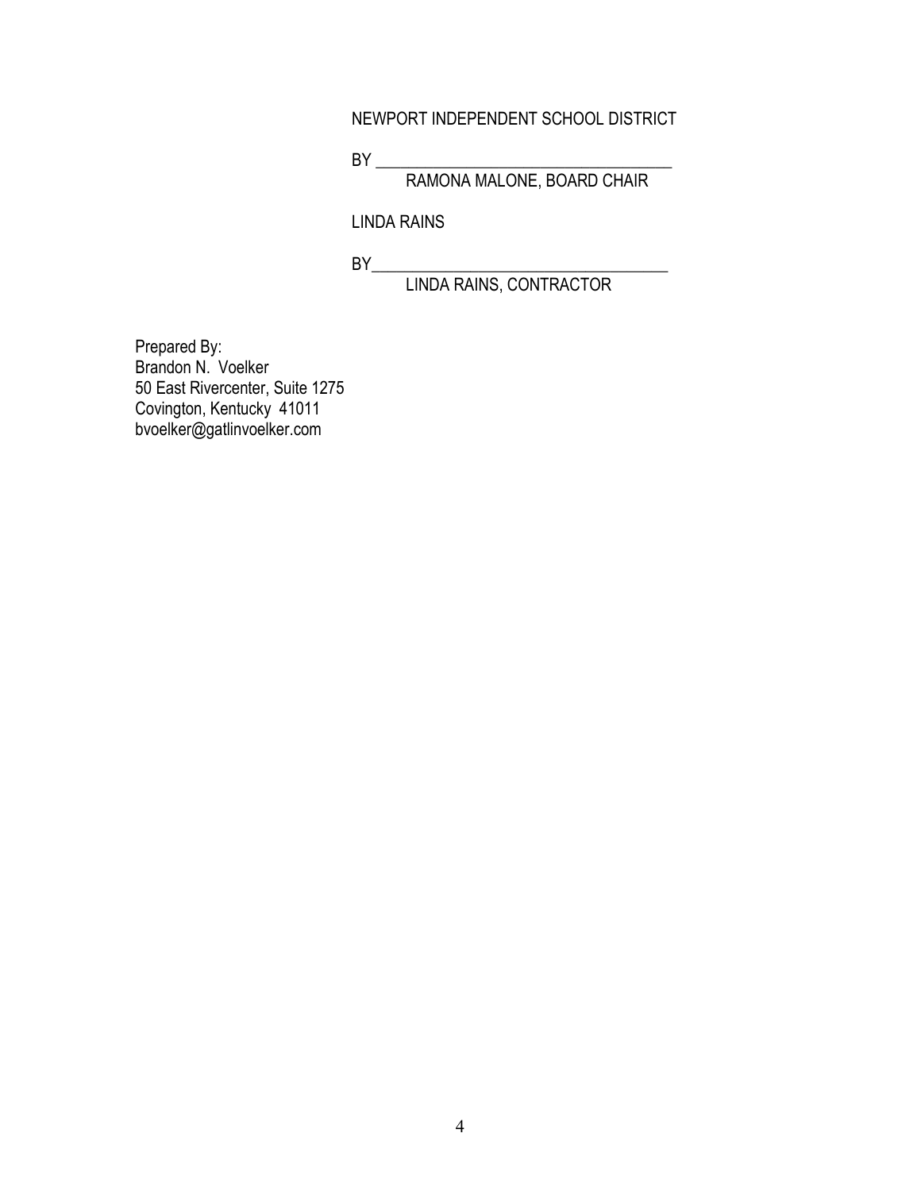NEWPORT INDEPENDENT SCHOOL DISTRICT

BY ____________________________________
RAMONA MALONE, BOARD CHAIR

LINDA RAINS

BY____________________________________
LINDA RAINS, CONTRACTOR

Prepared By:
Brandon N. Voelker
50 East Rivercenter, Suite 1275
Covington, Kentucky 41011
bvoelker@gatlinvoelker.com